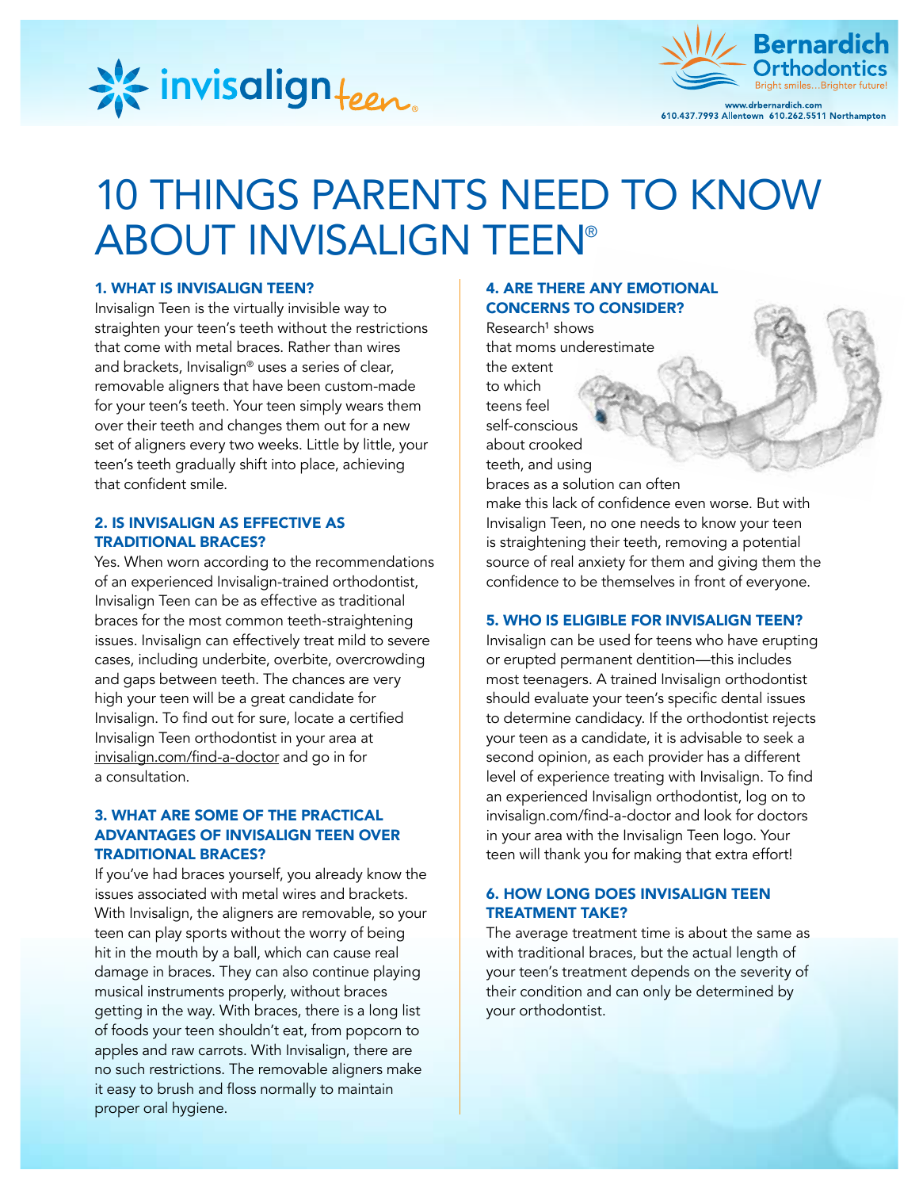invisalign teen

Bernardich Orthodontics
Bright smiles...Brighter future!

www.drbernardich.com
610.437.7993 Allentown 610.262.5511 Northampton

# 10 THINGS PARENTS NEED TO KNOW ABOUT INVISALIGN TEEN®

### 1. WHAT IS INVISALIGN TEEN?

Invisalign Teen is the virtually invisible way to straighten your teen's teeth without the restrictions that come with metal braces. Rather than wires and brackets, Invisalign® uses a series of clear, removable aligners that have been custom-made for your teen's teeth. Your teen simply wears them over their teeth and changes them out for a new set of aligners every two weeks. Little by little, your teen's teeth gradually shift into place, achieving that confident smile.

### 2. IS INVISALIGN AS EFFECTIVE AS TRADITIONAL BRACES?

Yes. When worn according to the recommendations of an experienced Invisalign-trained orthodontist, Invisalign Teen can be as effective as traditional braces for the most common teeth-straightening issues. Invisalign can effectively treat mild to severe cases, including underbite, overbite, overcrowding and gaps between teeth. The chances are very high your teen will be a great candidate for Invisalign. To find out for sure, locate a certified Invisalign Teen orthodontist in your area at invisalign.com/find-a-doctor and go in for a consultation.

### 3. WHAT ARE SOME OF THE PRACTICAL ADVANTAGES OF INVISALIGN TEEN OVER TRADITIONAL BRACES?

If you've had braces yourself, you already know the issues associated with metal wires and brackets. With Invisalign, the aligners are removable, so your teen can play sports without the worry of being hit in the mouth by a ball, which can cause real damage in braces. They can also continue playing musical instruments properly, without braces getting in the way. With braces, there is a long list of foods your teen shouldn't eat, from popcorn to apples and raw carrots. With Invisalign, there are no such restrictions. The removable aligners make it easy to brush and floss normally to maintain proper oral hygiene.

### 4. ARE THERE ANY EMOTIONAL CONCERNS TO CONSIDER?

Research[1] shows that moms underestimate the extent to which teens feel self-conscious about crooked teeth, and using braces as a solution can often make this lack of confidence even worse. But with Invisalign Teen, no one needs to know your teen is straightening their teeth, removing a potential source of real anxiety for them and giving them the confidence to be themselves in front of everyone.

### 5. WHO IS ELIGIBLE FOR INVISALIGN TEEN?

Invisalign can be used for teens who have erupting or erupted permanent dentition—this includes most teenagers. A trained Invisalign orthodontist should evaluate your teen's specific dental issues to determine candidacy. If the orthodontist rejects your teen as a candidate, it is advisable to seek a second opinion, as each provider has a different level of experience treating with Invisalign. To find an experienced Invisalign orthodontist, log on to invisalign.com/find-a-doctor and look for doctors in your area with the Invisalign Teen logo. Your teen will thank you for making that extra effort!

### 6. HOW LONG DOES INVISALIGN TEEN TREATMENT TAKE?

The average treatment time is about the same as with traditional braces, but the actual length of your teen's treatment depends on the severity of their condition and can only be determined by your orthodontist.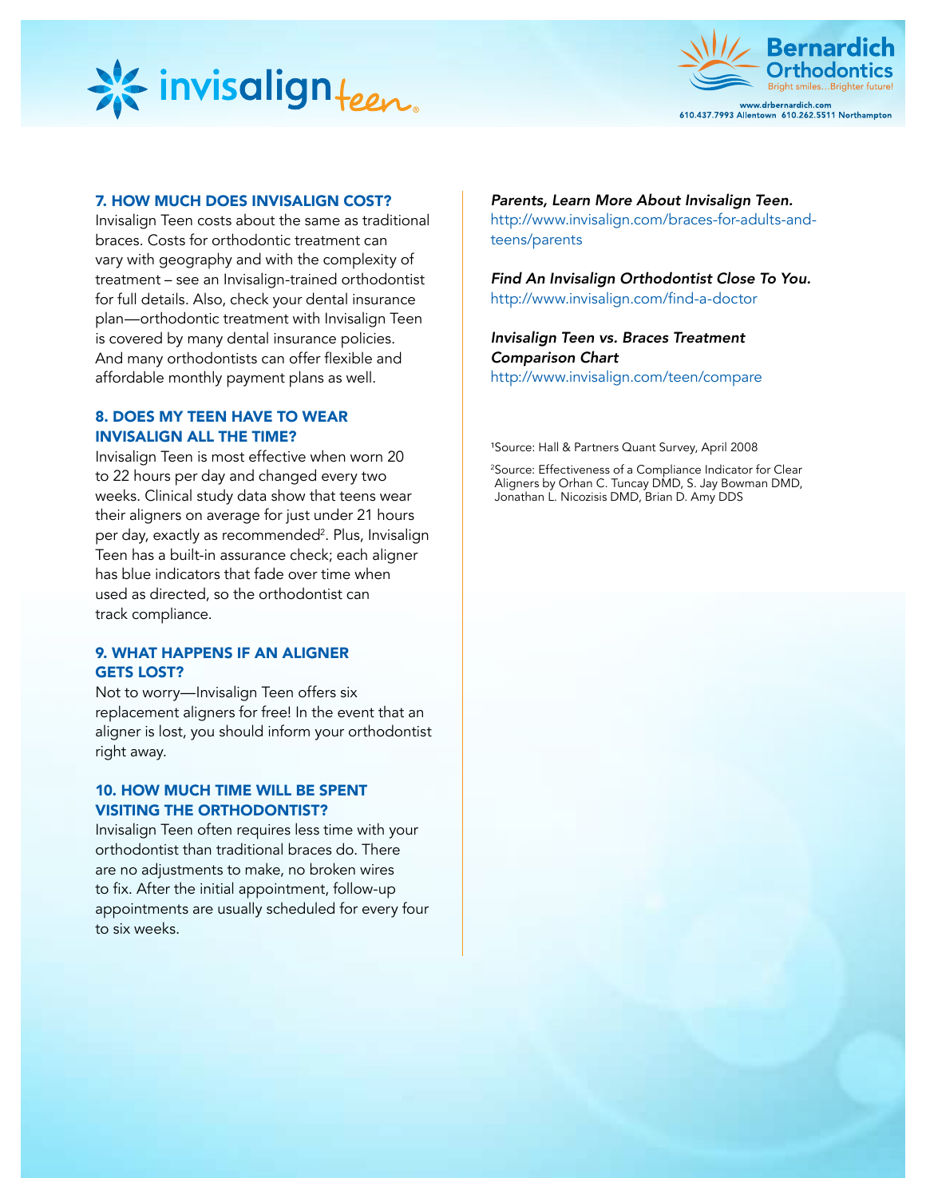## 7. HOW MUCH DOES INVISALIGN COST?

Invisalign Teen costs about the same as traditional braces. Costs for orthodontic treatment can vary with geography and with the complexity of treatment – see an Invisalign-trained orthodontist for full details. Also, check your dental insurance plan—orthodontic treatment with Invisalign Teen is covered by many dental insurance policies. And many orthodontists can offer flexible and affordable monthly payment plans as well.

## 8. DOES MY TEEN HAVE TO WEAR INVISALIGN ALL THE TIME?

Invisalign Teen is most effective when worn 20 to 22 hours per day and changed every two weeks. Clinical study data show that teens wear their aligners on average for just under 21 hours per day, exactly as recommended[2]. Plus, Invisalign Teen has a built-in assurance check; each aligner has blue indicators that fade over time when used as directed, so the orthodontist can track compliance.

## 9. WHAT HAPPENS IF AN ALIGNER GETS LOST?

Not to worry—Invisalign Teen offers six replacement aligners for free! In the event that an aligner is lost, you should inform your orthodontist right away.

## 10. HOW MUCH TIME WILL BE SPENT VISITING THE ORTHODONTIST?

Invisalign Teen often requires less time with your orthodontist than traditional braces do. There are no adjustments to make, no broken wires to fix. After the initial appointment, follow-up appointments are usually scheduled for every four to six weeks.

***Parents, Learn More About Invisalign Teen.***
http://www.invisalign.com/braces-for-adults-and-teens/parents

***Find An Invisalign Orthodontist Close To You.***
http://www.invisalign.com/find-a-doctor

***Invisalign Teen vs. Braces Treatment Comparison Chart***
http://www.invisalign.com/teen/compare

[1]Source: Hall & Partners Quant Survey, April 2008

[2]Source: Effectiveness of a Compliance Indicator for Clear Aligners by Orhan C. Tuncay DMD, S. Jay Bowman DMD, Jonathan L. Nicozisis DMD, Brian D. Amy DDS